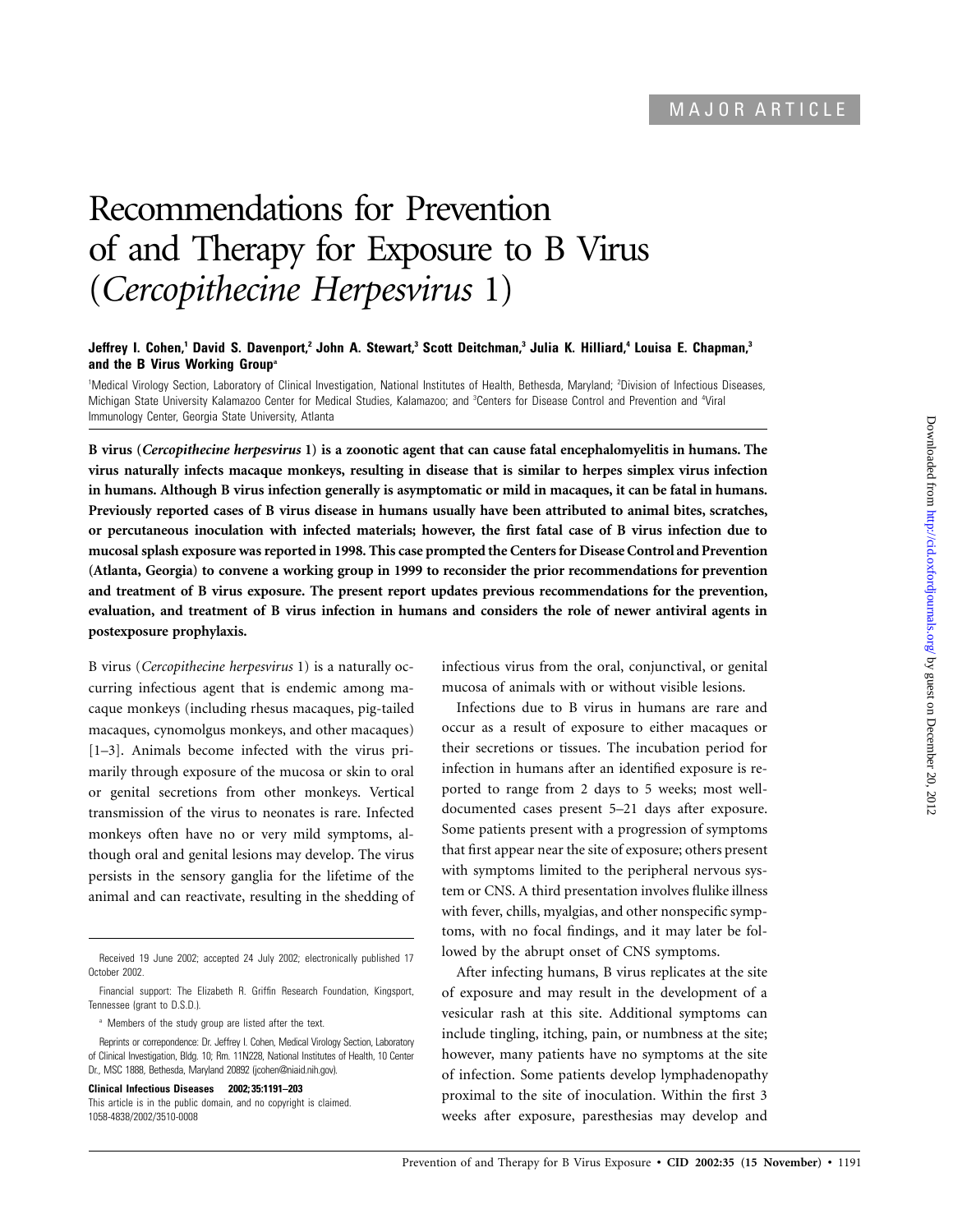MAJOR ARTICLE

# Recommendations for Prevention of and Therapy for Exposure to B Virus (*Cercopithecine Herpesvirus* 1)

**Jeffrey I. Cohen,[1] David S. Davenport,[2] John A. Stewart,[3] Scott Deitchman,[3] Julia K. Hilliard,[4] Louisa E. Chapman,[3] and the B Virus Working Group[a]**

[1]Medical Virology Section, Laboratory of Clinical Investigation, National Institutes of Health, Bethesda, Maryland; [2]Division of Infectious Diseases, Michigan State University Kalamazoo Center for Medical Studies, Kalamazoo; and [3]Centers for Disease Control and Prevention and [4]Viral Immunology Center, Georgia State University, Atlanta

**B virus (*Cercopithecine herpesvirus* 1) is a zoonotic agent that can cause fatal encephalomyelitis in humans. The virus naturally infects macaque monkeys, resulting in disease that is similar to herpes simplex virus infection in humans. Although B virus infection generally is asymptomatic or mild in macaques, it can be fatal in humans. Previously reported cases of B virus disease in humans usually have been attributed to animal bites, scratches, or percutaneous inoculation with infected materials; however, the first fatal case of B virus infection due to mucosal splash exposure was reported in 1998. This case prompted the Centers for Disease Control and Prevention (Atlanta, Georgia) to convene a working group in 1999 to reconsider the prior recommendations for prevention and treatment of B virus exposure. The present report updates previous recommendations for the prevention, evaluation, and treatment of B virus infection in humans and considers the role of newer antiviral agents in postexposure prophylaxis.**

B virus (*Cercopithecine herpesvirus* 1) is a naturally occurring infectious agent that is endemic among macaque monkeys (including rhesus macaques, pig-tailed macaques, cynomolgus monkeys, and other macaques) [1–3]. Animals become infected with the virus primarily through exposure of the mucosa or skin to oral or genital secretions from other monkeys. Vertical transmission of the virus to neonates is rare. Infected monkeys often have no or very mild symptoms, although oral and genital lesions may develop. The virus persists in the sensory ganglia for the lifetime of the animal and can reactivate, resulting in the shedding of infectious virus from the oral, conjunctival, or genital mucosa of animals with or without visible lesions.

Infections due to B virus in humans are rare and occur as a result of exposure to either macaques or their secretions or tissues. The incubation period for infection in humans after an identified exposure is reported to range from 2 days to 5 weeks; most well-documented cases present 5–21 days after exposure. Some patients present with a progression of symptoms that first appear near the site of exposure; others present with symptoms limited to the peripheral nervous system or CNS. A third presentation involves flulike illness with fever, chills, myalgias, and other nonspecific symptoms, with no focal findings, and it may later be followed by the abrupt onset of CNS symptoms.

After infecting humans, B virus replicates at the site of exposure and may result in the development of a vesicular rash at this site. Additional symptoms can include tingling, itching, pain, or numbness at the site; however, many patients have no symptoms at the site of infection. Some patients develop lymphadenopathy proximal to the site of inoculation. Within the first 3 weeks after exposure, paresthesias may develop and

---

Received 19 June 2002; accepted 24 July 2002; electronically published 17 October 2002.

Financial support: The Elizabeth R. Griffin Research Foundation, Kingsport, Tennessee (grant to D.S.D.).

[a] Members of the study group are listed after the text.

Reprints or correspondence: Dr. Jeffrey I. Cohen, Medical Virology Section, Laboratory of Clinical Investigation, Bldg. 10; Rm. 11N228, National Institutes of Health, 10 Center Dr., MSC 1888, Bethesda, Maryland 20892 (jcohen@niaid.nih.gov).

**Clinical Infectious Diseases 2002; 35:1191–203**
This article is in the public domain, and no copyright is claimed.
1058-4838/2002/3510-0008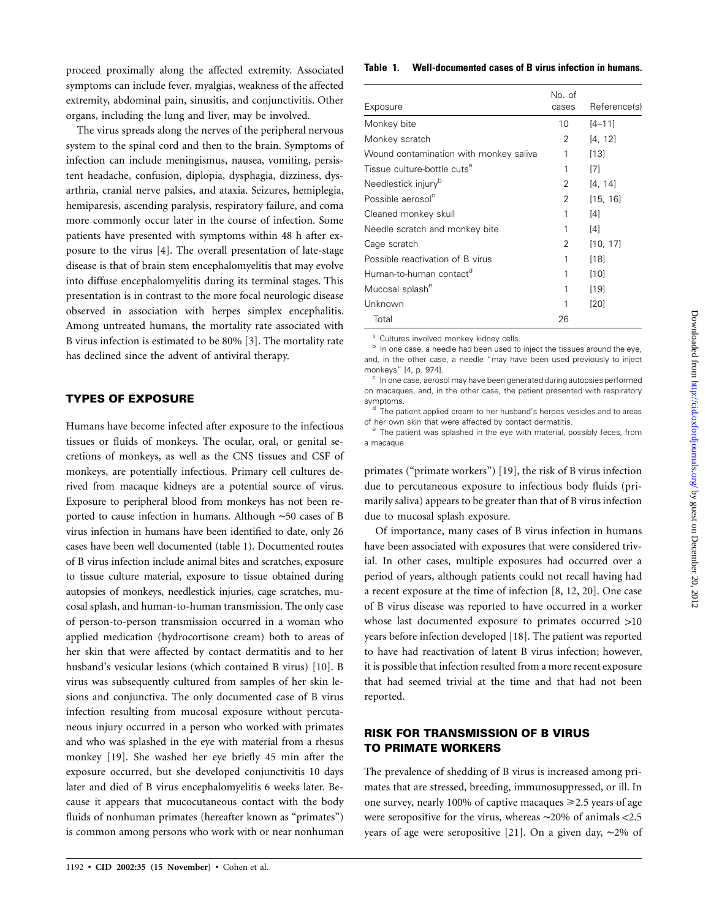proceed proximally along the affected extremity. Associated symptoms can include fever, myalgias, weakness of the affected extremity, abdominal pain, sinusitis, and conjunctivitis. Other organs, including the lung and liver, may be involved.

The virus spreads along the nerves of the peripheral nervous system to the spinal cord and then to the brain. Symptoms of infection can include meningismus, nausea, vomiting, persistent headache, confusion, diplopia, dysphagia, dizziness, dysarthria, cranial nerve palsies, and ataxia. Seizures, hemiplegia, hemiparesis, ascending paralysis, respiratory failure, and coma more commonly occur later in the course of infection. Some patients have presented with symptoms within 48 h after exposure to the virus [4]. The overall presentation of late-stage disease is that of brain stem encephalomyelitis that may evolve into diffuse encephalomyelitis during its terminal stages. This presentation is in contrast to the more focal neurologic disease observed in association with herpes simplex encephalitis. Among untreated humans, the mortality rate associated with B virus infection is estimated to be 80% [3]. The mortality rate has declined since the advent of antiviral therapy.

## TYPES OF EXPOSURE

Humans have become infected after exposure to the infectious tissues or fluids of monkeys. The ocular, oral, or genital secretions of monkeys, as well as the CNS tissues and CSF of monkeys, are potentially infectious. Primary cell cultures derived from macaque kidneys are a potential source of virus. Exposure to peripheral blood from monkeys has not been reported to cause infection in humans. Although ∼50 cases of B virus infection in humans have been identified to date, only 26 cases have been well documented (table 1). Documented routes of B virus infection include animal bites and scratches, exposure to tissue culture material, exposure to tissue obtained during autopsies of monkeys, needlestick injuries, cage scratches, mucosal splash, and human-to-human transmission. The only case of person-to-person transmission occurred in a woman who applied medication (hydrocortisone cream) both to areas of her skin that were affected by contact dermatitis and to her husband's vesicular lesions (which contained B virus) [10]. B virus was subsequently cultured from samples of her skin lesions and conjunctiva. The only documented case of B virus infection resulting from mucosal exposure without percutaneous injury occurred in a person who worked with primates and who was splashed in the eye with material from a rhesus monkey [19]. She washed her eye briefly 45 min after the exposure occurred, but she developed conjunctivitis 10 days later and died of B virus encephalomyelitis 6 weeks later. Because it appears that mucocutaneous contact with the body fluids of nonhuman primates (hereafter known as "primates") is common among persons who work with or near nonhuman primates ("primate workers") [19], the risk of B virus infection due to percutaneous exposure to infectious body fluids (primarily saliva) appears to be greater than that of B virus infection due to mucosal splash exposure.

**Table 1. Well-documented cases of B virus infection in humans.**

| Exposure | No. of cases | Reference(s) |
|---|---|---|
| Monkey bite | 10 | [4–11] |
| Monkey scratch | 2 | [4, 12] |
| Wound contamination with monkey saliva | 1 | [13] |
| Tissue culture-bottle cuts[a] | 1 | [7] |
| Needlestick injury[b] | 2 | [4, 14] |
| Possible aerosol[c] | 2 | [15, 16] |
| Cleaned monkey skull | 1 | [4] |
| Needle scratch and monkey bite | 1 | [4] |
| Cage scratch | 2 | [10, 17] |
| Possible reactivation of B virus | 1 | [18] |
| Human-to-human contact[d] | 1 | [10] |
| Mucosal splash[e] | 1 | [19] |
| Unknown | 1 | [20] |
| Total | 26 | |

[a] Cultures involved monkey kidney cells.
[b] In one case, a needle had been used to inject the tissues around the eye, and, in the other case, a needle "may have been used previously to inject monkeys" [4, p. 974].
[c] In one case, aerosol may have been generated during autopsies performed on macaques, and, in the other case, the patient presented with respiratory symptoms.
[d] The patient applied cream to her husband's herpes vesicles and to areas of her own skin that were affected by contact dermatitis.
[e] The patient was splashed in the eye with material, possibly feces, from a macaque.

Of importance, many cases of B virus infection in humans have been associated with exposures that were considered trivial. In other cases, multiple exposures had occurred over a period of years, although patients could not recall having had a recent exposure at the time of infection [8, 12, 20]. One case of B virus disease was reported to have occurred in a worker whose last documented exposure to primates occurred >10 years before infection developed [18]. The patient was reported to have had reactivation of latent B virus infection; however, it is possible that infection resulted from a more recent exposure that had seemed trivial at the time and that had not been reported.

## RISK FOR TRANSMISSION OF B VIRUS TO PRIMATE WORKERS

The prevalence of shedding of B virus is increased among primates that are stressed, breeding, immunosuppressed, or ill. In one survey, nearly 100% of captive macaques ⩾2.5 years of age were seropositive for the virus, whereas ∼20% of animals <2.5 years of age were seropositive [21]. On a given day, ∼2% of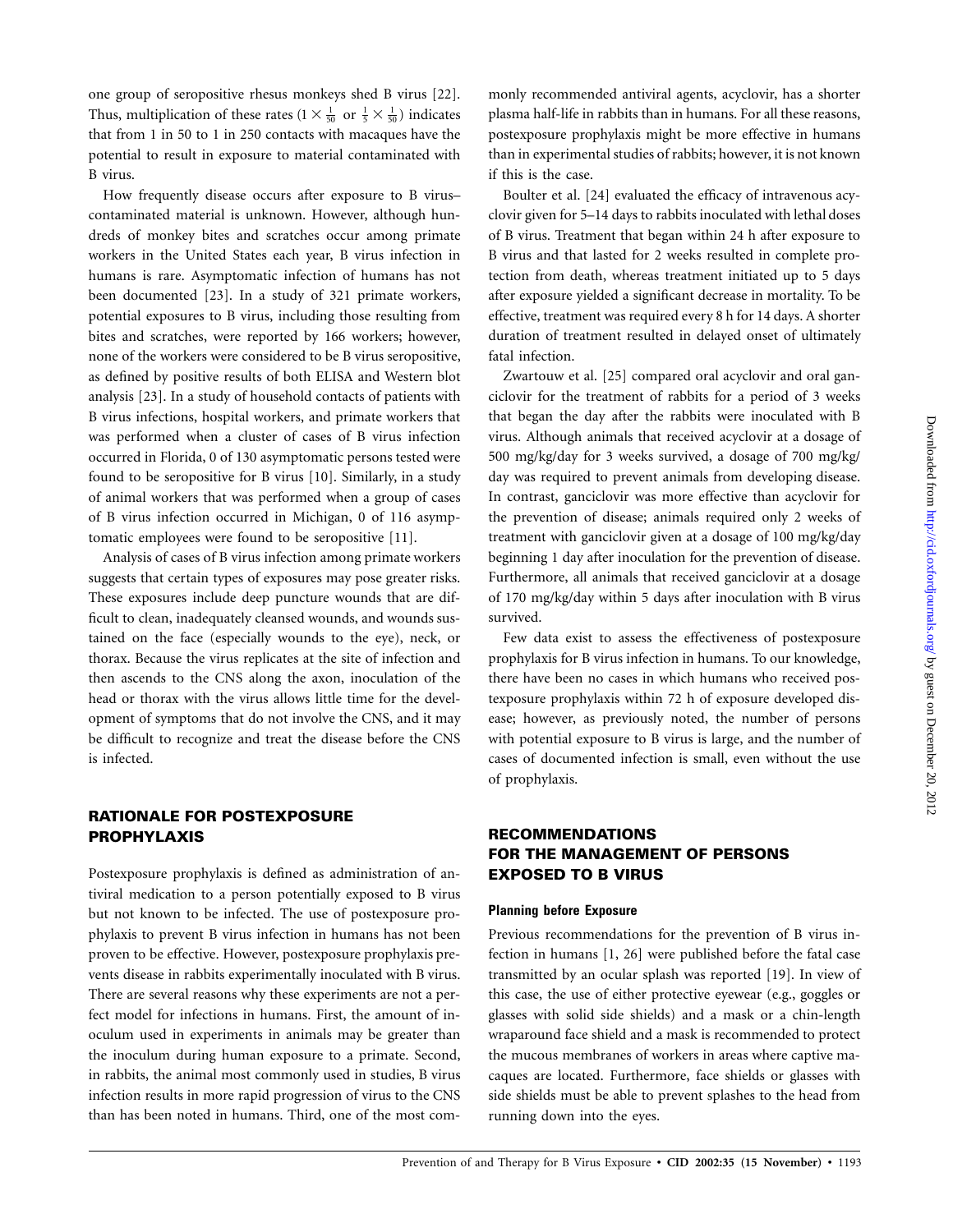one group of seropositive rhesus monkeys shed B virus [22]. Thus, multiplication of these rates ($1 \times \frac{1}{50}$ or $\frac{1}{5} \times \frac{1}{50}$) indicates that from 1 in 50 to 1 in 250 contacts with macaques have the potential to result in exposure to material contaminated with B virus.

How frequently disease occurs after exposure to B virus–contaminated material is unknown. However, although hundreds of monkey bites and scratches occur among primate workers in the United States each year, B virus infection in humans is rare. Asymptomatic infection of humans has not been documented [23]. In a study of 321 primate workers, potential exposures to B virus, including those resulting from bites and scratches, were reported by 166 workers; however, none of the workers were considered to be B virus seropositive, as defined by positive results of both ELISA and Western blot analysis [23]. In a study of household contacts of patients with B virus infections, hospital workers, and primate workers that was performed when a cluster of cases of B virus infection occurred in Florida, 0 of 130 asymptomatic persons tested were found to be seropositive for B virus [10]. Similarly, in a study of animal workers that was performed when a group of cases of B virus infection occurred in Michigan, 0 of 116 asymptomatic employees were found to be seropositive [11].

Analysis of cases of B virus infection among primate workers suggests that certain types of exposures may pose greater risks. These exposures include deep puncture wounds that are difficult to clean, inadequately cleansed wounds, and wounds sustained on the face (especially wounds to the eye), neck, or thorax. Because the virus replicates at the site of infection and then ascends to the CNS along the axon, inoculation of the head or thorax with the virus allows little time for the development of symptoms that do not involve the CNS, and it may be difficult to recognize and treat the disease before the CNS is infected.

## RATIONALE FOR POSTEXPOSURE PROPHYLAXIS

Postexposure prophylaxis is defined as administration of antiviral medication to a person potentially exposed to B virus but not known to be infected. The use of postexposure prophylaxis to prevent B virus infection in humans has not been proven to be effective. However, postexposure prophylaxis prevents disease in rabbits experimentally inoculated with B virus. There are several reasons why these experiments are not a perfect model for infections in humans. First, the amount of inoculum used in experiments in animals may be greater than the inoculum during human exposure to a primate. Second, in rabbits, the animal most commonly used in studies, B virus infection results in more rapid progression of virus to the CNS than has been noted in humans. Third, one of the most commonly recommended antiviral agents, acyclovir, has a shorter plasma half-life in rabbits than in humans. For all these reasons, postexposure prophylaxis might be more effective in humans than in experimental studies of rabbits; however, it is not known if this is the case.

Boulter et al. [24] evaluated the efficacy of intravenous acyclovir given for 5–14 days to rabbits inoculated with lethal doses of B virus. Treatment that began within 24 h after exposure to B virus and that lasted for 2 weeks resulted in complete protection from death, whereas treatment initiated up to 5 days after exposure yielded a significant decrease in mortality. To be effective, treatment was required every 8 h for 14 days. A shorter duration of treatment resulted in delayed onset of ultimately fatal infection.

Zwartouw et al. [25] compared oral acyclovir and oral ganciclovir for the treatment of rabbits for a period of 3 weeks that began the day after the rabbits were inoculated with B virus. Although animals that received acyclovir at a dosage of 500 mg/kg/day for 3 weeks survived, a dosage of 700 mg/kg/day was required to prevent animals from developing disease. In contrast, ganciclovir was more effective than acyclovir for the prevention of disease; animals required only 2 weeks of treatment with ganciclovir given at a dosage of 100 mg/kg/day beginning 1 day after inoculation for the prevention of disease. Furthermore, all animals that received ganciclovir at a dosage of 170 mg/kg/day within 5 days after inoculation with B virus survived.

Few data exist to assess the effectiveness of postexposure prophylaxis for B virus infection in humans. To our knowledge, there have been no cases in which humans who received postexposure prophylaxis within 72 h of exposure developed disease; however, as previously noted, the number of persons with potential exposure to B virus is large, and the number of cases of documented infection is small, even without the use of prophylaxis.

## RECOMMENDATIONS FOR THE MANAGEMENT OF PERSONS EXPOSED TO B VIRUS

### Planning before Exposure

Previous recommendations for the prevention of B virus infection in humans [1, 26] were published before the fatal case transmitted by an ocular splash was reported [19]. In view of this case, the use of either protective eyewear (e.g., goggles or glasses with solid side shields) and a mask or a chin-length wraparound face shield and a mask is recommended to protect the mucous membranes of workers in areas where captive macaques are located. Furthermore, face shields or glasses with side shields must be able to prevent splashes to the head from running down into the eyes.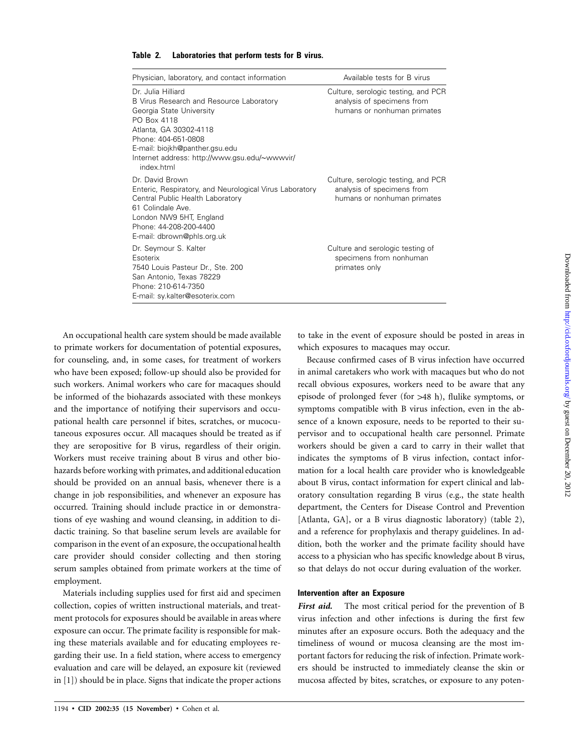**Table 2. Laboratories that perform tests for B virus.**

| Physician, laboratory, and contact information | Available tests for B virus |
|---|---|
| Dr. Julia Hilliard<br>B Virus Research and Resource Laboratory<br>Georgia State University<br>PO Box 4118<br>Atlanta, GA 30302-4118<br>Phone: 404-651-0808<br>E-mail: biojkh@panther.gsu.edu<br>Internet address: http://www.gsu.edu/~wwwvir/index.html | Culture, serologic testing, and PCR analysis of specimens from humans or nonhuman primates |
| Dr. David Brown<br>Enteric, Respiratory, and Neurological Virus Laboratory<br>Central Public Health Laboratory<br>61 Colindale Ave.<br>London NW9 5HT, England<br>Phone: 44-208-200-4400<br>E-mail: dbrown@phls.org.uk | Culture, serologic testing, and PCR analysis of specimens from humans or nonhuman primates |
| Dr. Seymour S. Kalter<br>Esoterix<br>7540 Louis Pasteur Dr., Ste. 200<br>San Antonio, Texas 78229<br>Phone: 210-614-7350<br>E-mail: sy.kalter@esoterix.com | Culture and serologic testing of specimens from nonhuman primates only |

An occupational health care system should be made available to primate workers for documentation of potential exposures, for counseling, and, in some cases, for treatment of workers who have been exposed; follow-up should also be provided for such workers. Animal workers who care for macaques should be informed of the biohazards associated with these monkeys and the importance of notifying their supervisors and occupational health care personnel if bites, scratches, or mucocutaneous exposures occur. All macaques should be treated as if they are seropositive for B virus, regardless of their origin. Workers must receive training about B virus and other biohazards before working with primates, and additional education should be provided on an annual basis, whenever there is a change in job responsibilities, and whenever an exposure has occurred. Training should include practice in or demonstrations of eye washing and wound cleansing, in addition to didactic training. So that baseline serum levels are available for comparison in the event of an exposure, the occupational health care provider should consider collecting and then storing serum samples obtained from primate workers at the time of employment.

Materials including supplies used for first aid and specimen collection, copies of written instructional materials, and treatment protocols for exposures should be available in areas where exposure can occur. The primate facility is responsible for making these materials available and for educating employees regarding their use. In a field station, where access to emergency evaluation and care will be delayed, an exposure kit (reviewed in [1]) should be in place. Signs that indicate the proper actions to take in the event of exposure should be posted in areas in which exposures to macaques may occur.

Because confirmed cases of B virus infection have occurred in animal caretakers who work with macaques but who do not recall obvious exposures, workers need to be aware that any episode of prolonged fever (for >48 h), flulike symptoms, or symptoms compatible with B virus infection, even in the absence of a known exposure, needs to be reported to their supervisor and to occupational health care personnel. Primate workers should be given a card to carry in their wallet that indicates the symptoms of B virus infection, contact information for a local health care provider who is knowledgeable about B virus, contact information for expert clinical and laboratory consultation regarding B virus (e.g., the state health department, the Centers for Disease Control and Prevention [Atlanta, GA], or a B virus diagnostic laboratory) (table 2), and a reference for prophylaxis and therapy guidelines. In addition, both the worker and the primate facility should have access to a physician who has specific knowledge about B virus, so that delays do not occur during evaluation of the worker.

### Intervention after an Exposure

***First aid.*** The most critical period for the prevention of B virus infection and other infections is during the first few minutes after an exposure occurs. Both the adequacy and the timeliness of wound or mucosa cleansing are the most important factors for reducing the risk of infection. Primate workers should be instructed to immediately cleanse the skin or mucosa affected by bites, scratches, or exposure to any poten-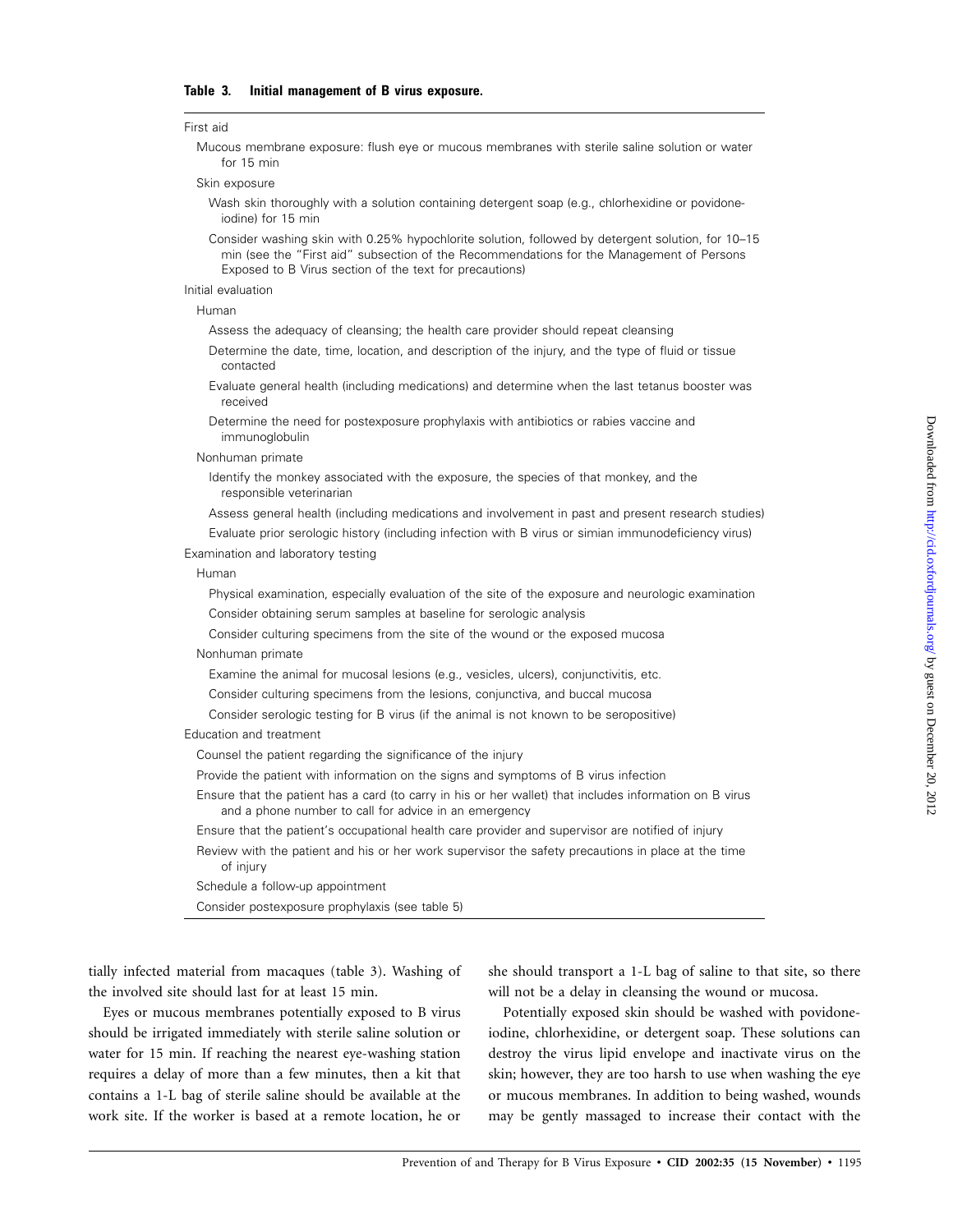**Table 3. Initial management of B virus exposure.**

| |
|---|
| First aid |
|   Mucous membrane exposure: flush eye or mucous membranes with sterile saline solution or water for 15 min |
|   Skin exposure |
|     Wash skin thoroughly with a solution containing detergent soap (e.g., chlorhexidine or povidone-iodine) for 15 min |
|     Consider washing skin with 0.25% hypochlorite solution, followed by detergent solution, for 10–15 min (see the "First aid" subsection of the Recommendations for the Management of Persons Exposed to B Virus section of the text for precautions) |
| Initial evaluation |
|   Human |
|     Assess the adequacy of cleansing; the health care provider should repeat cleansing |
|     Determine the date, time, location, and description of the injury, and the type of fluid or tissue contacted |
|     Evaluate general health (including medications) and determine when the last tetanus booster was received |
|     Determine the need for postexposure prophylaxis with antibiotics or rabies vaccine and immunoglobulin |
|   Nonhuman primate |
|     Identify the monkey associated with the exposure, the species of that monkey, and the responsible veterinarian |
|     Assess general health (including medications and involvement in past and present research studies) |
|     Evaluate prior serologic history (including infection with B virus or simian immunodeficiency virus) |
| Examination and laboratory testing |
|   Human |
|     Physical examination, especially evaluation of the site of the exposure and neurologic examination |
|     Consider obtaining serum samples at baseline for serologic analysis |
|     Consider culturing specimens from the site of the wound or the exposed mucosa |
|   Nonhuman primate |
|     Examine the animal for mucosal lesions (e.g., vesicles, ulcers), conjunctivitis, etc. |
|     Consider culturing specimens from the lesions, conjunctiva, and buccal mucosa |
|     Consider serologic testing for B virus (if the animal is not known to be seropositive) |
| Education and treatment |
|   Counsel the patient regarding the significance of the injury |
|   Provide the patient with information on the signs and symptoms of B virus infection |
|   Ensure that the patient has a card (to carry in his or her wallet) that includes information on B virus and a phone number to call for advice in an emergency |
|   Ensure that the patient's occupational health care provider and supervisor are notified of injury |
|   Review with the patient and his or her work supervisor the safety precautions in place at the time of injury |
|   Schedule a follow-up appointment |
|   Consider postexposure prophylaxis (see table 5) |

tially infected material from macaques (table 3). Washing of the involved site should last for at least 15 min.

Eyes or mucous membranes potentially exposed to B virus should be irrigated immediately with sterile saline solution or water for 15 min. If reaching the nearest eye-washing station requires a delay of more than a few minutes, then a kit that contains a 1-L bag of sterile saline should be available at the work site. If the worker is based at a remote location, he or she should transport a 1-L bag of saline to that site, so there will not be a delay in cleansing the wound or mucosa.

Potentially exposed skin should be washed with povidone-iodine, chlorhexidine, or detergent soap. These solutions can destroy the virus lipid envelope and inactivate virus on the skin; however, they are too harsh to use when washing the eye or mucous membranes. In addition to being washed, wounds may be gently massaged to increase their contact with the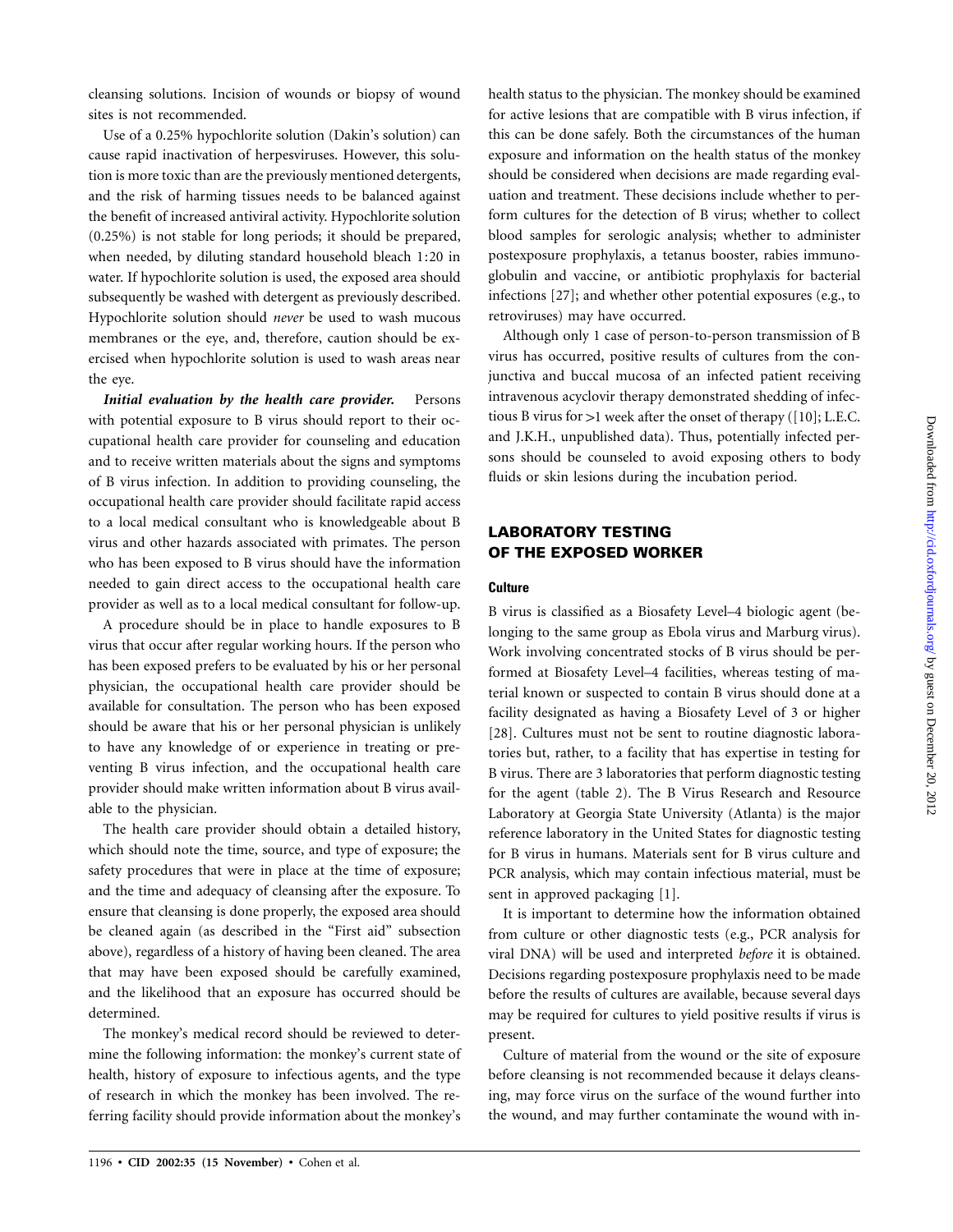cleansing solutions. Incision of wounds or biopsy of wound sites is not recommended.

Use of a 0.25% hypochlorite solution (Dakin's solution) can cause rapid inactivation of herpesviruses. However, this solution is more toxic than are the previously mentioned detergents, and the risk of harming tissues needs to be balanced against the benefit of increased antiviral activity. Hypochlorite solution (0.25%) is not stable for long periods; it should be prepared, when needed, by diluting standard household bleach 1:20 in water. If hypochlorite solution is used, the exposed area should subsequently be washed with detergent as previously described. Hypochlorite solution should *never* be used to wash mucous membranes or the eye, and, therefore, caution should be exercised when hypochlorite solution is used to wash areas near the eye.

***Initial evaluation by the health care provider.*** Persons with potential exposure to B virus should report to their occupational health care provider for counseling and education and to receive written materials about the signs and symptoms of B virus infection. In addition to providing counseling, the occupational health care provider should facilitate rapid access to a local medical consultant who is knowledgeable about B virus and other hazards associated with primates. The person who has been exposed to B virus should have the information needed to gain direct access to the occupational health care provider as well as to a local medical consultant for follow-up.

A procedure should be in place to handle exposures to B virus that occur after regular working hours. If the person who has been exposed prefers to be evaluated by his or her personal physician, the occupational health care provider should be available for consultation. The person who has been exposed should be aware that his or her personal physician is unlikely to have any knowledge of or experience in treating or preventing B virus infection, and the occupational health care provider should make written information about B virus available to the physician.

The health care provider should obtain a detailed history, which should note the time, source, and type of exposure; the safety procedures that were in place at the time of exposure; and the time and adequacy of cleansing after the exposure. To ensure that cleansing is done properly, the exposed area should be cleaned again (as described in the "First aid" subsection above), regardless of a history of having been cleaned. The area that may have been exposed should be carefully examined, and the likelihood that an exposure has occurred should be determined.

The monkey's medical record should be reviewed to determine the following information: the monkey's current state of health, history of exposure to infectious agents, and the type of research in which the monkey has been involved. The referring facility should provide information about the monkey's health status to the physician. The monkey should be examined for active lesions that are compatible with B virus infection, if this can be done safely. Both the circumstances of the human exposure and information on the health status of the monkey should be considered when decisions are made regarding evaluation and treatment. These decisions include whether to perform cultures for the detection of B virus; whether to collect blood samples for serologic analysis; whether to administer postexposure prophylaxis, a tetanus booster, rabies immunoglobulin and vaccine, or antibiotic prophylaxis for bacterial infections [27]; and whether other potential exposures (e.g., to retroviruses) may have occurred.

Although only 1 case of person-to-person transmission of B virus has occurred, positive results of cultures from the conjunctiva and buccal mucosa of an infected patient receiving intravenous acyclovir therapy demonstrated shedding of infectious B virus for >1 week after the onset of therapy ([10]; L.E.C. and J.K.H., unpublished data). Thus, potentially infected persons should be counseled to avoid exposing others to body fluids or skin lesions during the incubation period.

## LABORATORY TESTING OF THE EXPOSED WORKER

### Culture

B virus is classified as a Biosafety Level–4 biologic agent (belonging to the same group as Ebola virus and Marburg virus). Work involving concentrated stocks of B virus should be performed at Biosafety Level–4 facilities, whereas testing of material known or suspected to contain B virus should done at a facility designated as having a Biosafety Level of 3 or higher [28]. Cultures must not be sent to routine diagnostic laboratories but, rather, to a facility that has expertise in testing for B virus. There are 3 laboratories that perform diagnostic testing for the agent (table 2). The B Virus Research and Resource Laboratory at Georgia State University (Atlanta) is the major reference laboratory in the United States for diagnostic testing for B virus in humans. Materials sent for B virus culture and PCR analysis, which may contain infectious material, must be sent in approved packaging [1].

It is important to determine how the information obtained from culture or other diagnostic tests (e.g., PCR analysis for viral DNA) will be used and interpreted *before* it is obtained. Decisions regarding postexposure prophylaxis need to be made before the results of cultures are available, because several days may be required for cultures to yield positive results if virus is present.

Culture of material from the wound or the site of exposure before cleansing is not recommended because it delays cleansing, may force virus on the surface of the wound further into the wound, and may further contaminate the wound with in-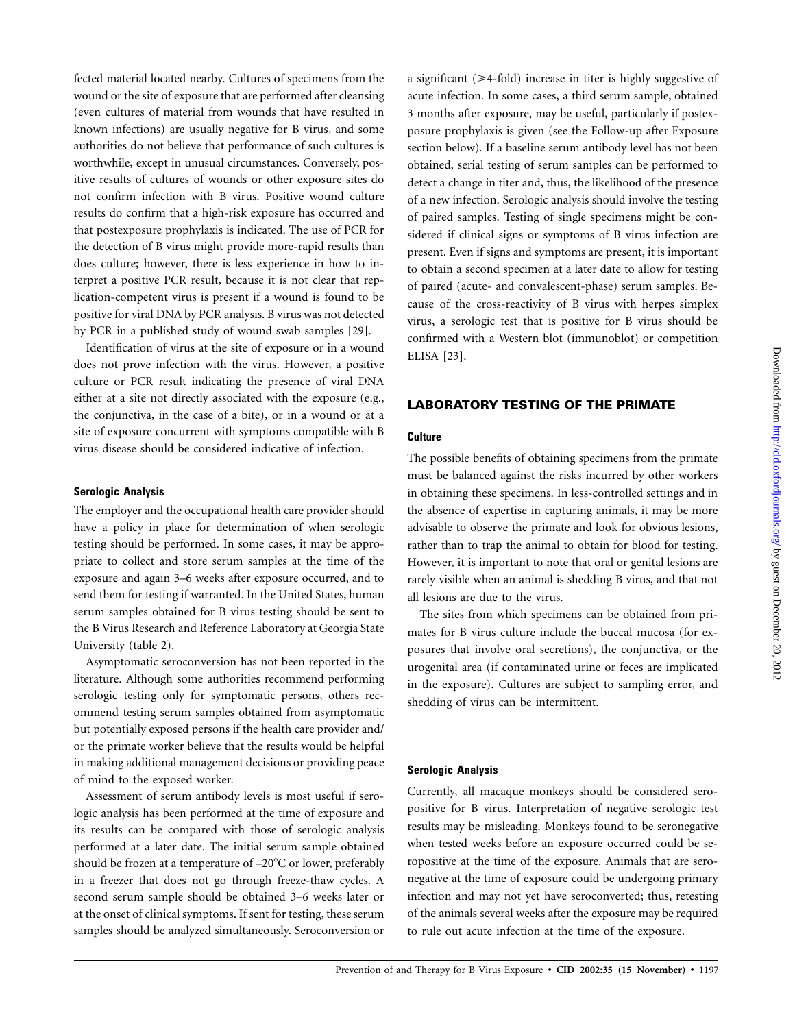fected material located nearby. Cultures of specimens from the wound or the site of exposure that are performed after cleansing (even cultures of material from wounds that have resulted in known infections) are usually negative for B virus, and some authorities do not believe that performance of such cultures is worthwhile, except in unusual circumstances. Conversely, positive results of cultures of wounds or other exposure sites do not confirm infection with B virus. Positive wound culture results do confirm that a high-risk exposure has occurred and that postexposure prophylaxis is indicated. The use of PCR for the detection of B virus might provide more-rapid results than does culture; however, there is less experience in how to interpret a positive PCR result, because it is not clear that replication-competent virus is present if a wound is found to be positive for viral DNA by PCR analysis. B virus was not detected by PCR in a published study of wound swab samples [29].

Identification of virus at the site of exposure or in a wound does not prove infection with the virus. However, a positive culture or PCR result indicating the presence of viral DNA either at a site not directly associated with the exposure (e.g., the conjunctiva, in the case of a bite), or in a wound or at a site of exposure concurrent with symptoms compatible with B virus disease should be considered indicative of infection.

#### Serologic Analysis

The employer and the occupational health care provider should have a policy in place for determination of when serologic testing should be performed. In some cases, it may be appropriate to collect and store serum samples at the time of the exposure and again 3–6 weeks after exposure occurred, and to send them for testing if warranted. In the United States, human serum samples obtained for B virus testing should be sent to the B Virus Research and Reference Laboratory at Georgia State University (table 2).

Asymptomatic seroconversion has not been reported in the literature. Although some authorities recommend performing serologic testing only for symptomatic persons, others recommend testing serum samples obtained from asymptomatic but potentially exposed persons if the health care provider and/or the primate worker believe that the results would be helpful in making additional management decisions or providing peace of mind to the exposed worker.

Assessment of serum antibody levels is most useful if serologic analysis has been performed at the time of exposure and its results can be compared with those of serologic analysis performed at a later date. The initial serum sample obtained should be frozen at a temperature of –20°C or lower, preferably in a freezer that does not go through freeze-thaw cycles. A second serum sample should be obtained 3–6 weeks later or at the onset of clinical symptoms. If sent for testing, these serum samples should be analyzed simultaneously. Seroconversion or a significant ($\geqslant$4-fold) increase in titer is highly suggestive of acute infection. In some cases, a third serum sample, obtained 3 months after exposure, may be useful, particularly if postexposure prophylaxis is given (see the Follow-up after Exposure section below). If a baseline serum antibody level has not been obtained, serial testing of serum samples can be performed to detect a change in titer and, thus, the likelihood of the presence of a new infection. Serologic analysis should involve the testing of paired samples. Testing of single specimens might be considered if clinical signs or symptoms of B virus infection are present. Even if signs and symptoms are present, it is important to obtain a second specimen at a later date to allow for testing of paired (acute- and convalescent-phase) serum samples. Because of the cross-reactivity of B virus with herpes simplex virus, a serologic test that is positive for B virus should be confirmed with a Western blot (immunoblot) or competition ELISA [23].

## LABORATORY TESTING OF THE PRIMATE

#### Culture

The possible benefits of obtaining specimens from the primate must be balanced against the risks incurred by other workers in obtaining these specimens. In less-controlled settings and in the absence of expertise in capturing animals, it may be more advisable to observe the primate and look for obvious lesions, rather than to trap the animal to obtain for blood for testing. However, it is important to note that oral or genital lesions are rarely visible when an animal is shedding B virus, and that not all lesions are due to the virus.

The sites from which specimens can be obtained from primates for B virus culture include the buccal mucosa (for exposures that involve oral secretions), the conjunctiva, or the urogenital area (if contaminated urine or feces are implicated in the exposure). Cultures are subject to sampling error, and shedding of virus can be intermittent.

#### Serologic Analysis

Currently, all macaque monkeys should be considered seropositive for B virus. Interpretation of negative serologic test results may be misleading. Monkeys found to be seronegative when tested weeks before an exposure occurred could be seropositive at the time of the exposure. Animals that are seronegative at the time of exposure could be undergoing primary infection and may not yet have seroconverted; thus, retesting of the animals several weeks after the exposure may be required to rule out acute infection at the time of the exposure.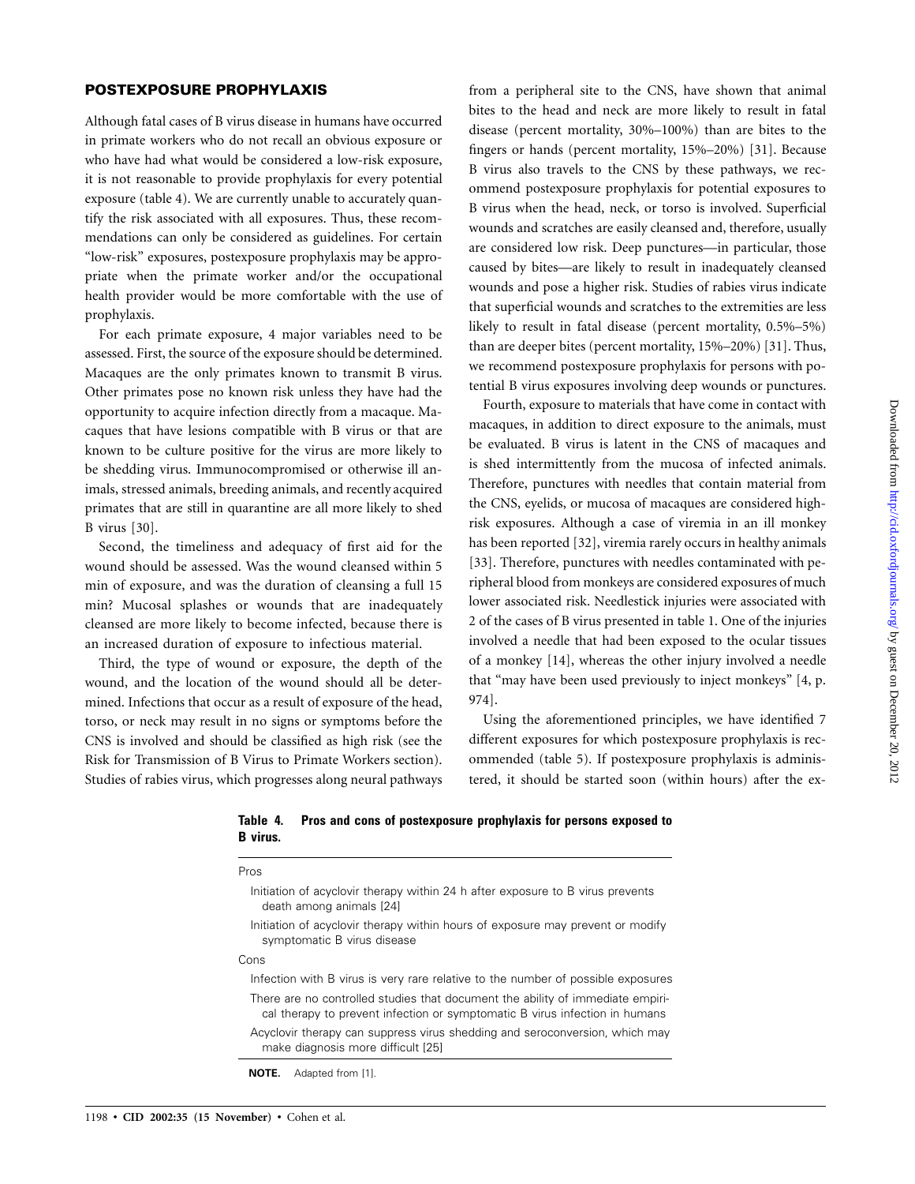## POSTEXPOSURE PROPHYLAXIS

Although fatal cases of B virus disease in humans have occurred in primate workers who do not recall an obvious exposure or who have had what would be considered a low-risk exposure, it is not reasonable to provide prophylaxis for every potential exposure (table 4). We are currently unable to accurately quantify the risk associated with all exposures. Thus, these recommendations can only be considered as guidelines. For certain "low-risk" exposures, postexposure prophylaxis may be appropriate when the primate worker and/or the occupational health provider would be more comfortable with the use of prophylaxis.

For each primate exposure, 4 major variables need to be assessed. First, the source of the exposure should be determined. Macaques are the only primates known to transmit B virus. Other primates pose no known risk unless they have had the opportunity to acquire infection directly from a macaque. Macaques that have lesions compatible with B virus or that are known to be culture positive for the virus are more likely to be shedding virus. Immunocompromised or otherwise ill animals, stressed animals, breeding animals, and recently acquired primates that are still in quarantine are all more likely to shed B virus [30].

Second, the timeliness and adequacy of first aid for the wound should be assessed. Was the wound cleansed within 5 min of exposure, and was the duration of cleansing a full 15 min? Mucosal splashes or wounds that are inadequately cleansed are more likely to become infected, because there is an increased duration of exposure to infectious material.

Third, the type of wound or exposure, the depth of the wound, and the location of the wound should all be determined. Infections that occur as a result of exposure of the head, torso, or neck may result in no signs or symptoms before the CNS is involved and should be classified as high risk (see the Risk for Transmission of B Virus to Primate Workers section). Studies of rabies virus, which progresses along neural pathways from a peripheral site to the CNS, have shown that animal bites to the head and neck are more likely to result in fatal disease (percent mortality, 30%–100%) than are bites to the fingers or hands (percent mortality, 15%–20%) [31]. Because B virus also travels to the CNS by these pathways, we recommend postexposure prophylaxis for potential exposures to B virus when the head, neck, or torso is involved. Superficial wounds and scratches are easily cleansed and, therefore, usually are considered low risk. Deep punctures—in particular, those caused by bites—are likely to result in inadequately cleansed wounds and pose a higher risk. Studies of rabies virus indicate that superficial wounds and scratches to the extremities are less likely to result in fatal disease (percent mortality, 0.5%–5%) than are deeper bites (percent mortality, 15%–20%) [31]. Thus, we recommend postexposure prophylaxis for persons with potential B virus exposures involving deep wounds or punctures.

Fourth, exposure to materials that have come in contact with macaques, in addition to direct exposure to the animals, must be evaluated. B virus is latent in the CNS of macaques and is shed intermittently from the mucosa of infected animals. Therefore, punctures with needles that contain material from the CNS, eyelids, or mucosa of macaques are considered high-risk exposures. Although a case of viremia in an ill monkey has been reported [32], viremia rarely occurs in healthy animals [33]. Therefore, punctures with needles contaminated with peripheral blood from monkeys are considered exposures of much lower associated risk. Needlestick injuries were associated with 2 of the cases of B virus presented in table 1. One of the injuries involved a needle that had been exposed to the ocular tissues of a monkey [14], whereas the other injury involved a needle that "may have been used previously to inject monkeys" [4, p. 974].

Using the aforementioned principles, we have identified 7 different exposures for which postexposure prophylaxis is recommended (table 5). If postexposure prophylaxis is administered, it should be started soon (within hours) after the ex-

**Table 4. Pros and cons of postexposure prophylaxis for persons exposed to B virus.**

| |
|---|
| Pros |
| Initiation of acyclovir therapy within 24 h after exposure to B virus prevents death among animals [24] |
| Initiation of acyclovir therapy within hours of exposure may prevent or modify symptomatic B virus disease |
| Cons |
| Infection with B virus is very rare relative to the number of possible exposures |
| There are no controlled studies that document the ability of immediate empirical therapy to prevent infection or symptomatic B virus infection in humans |
| Acyclovir therapy can suppress virus shedding and seroconversion, which may make diagnosis more difficult [25] |

**NOTE.** Adapted from [1].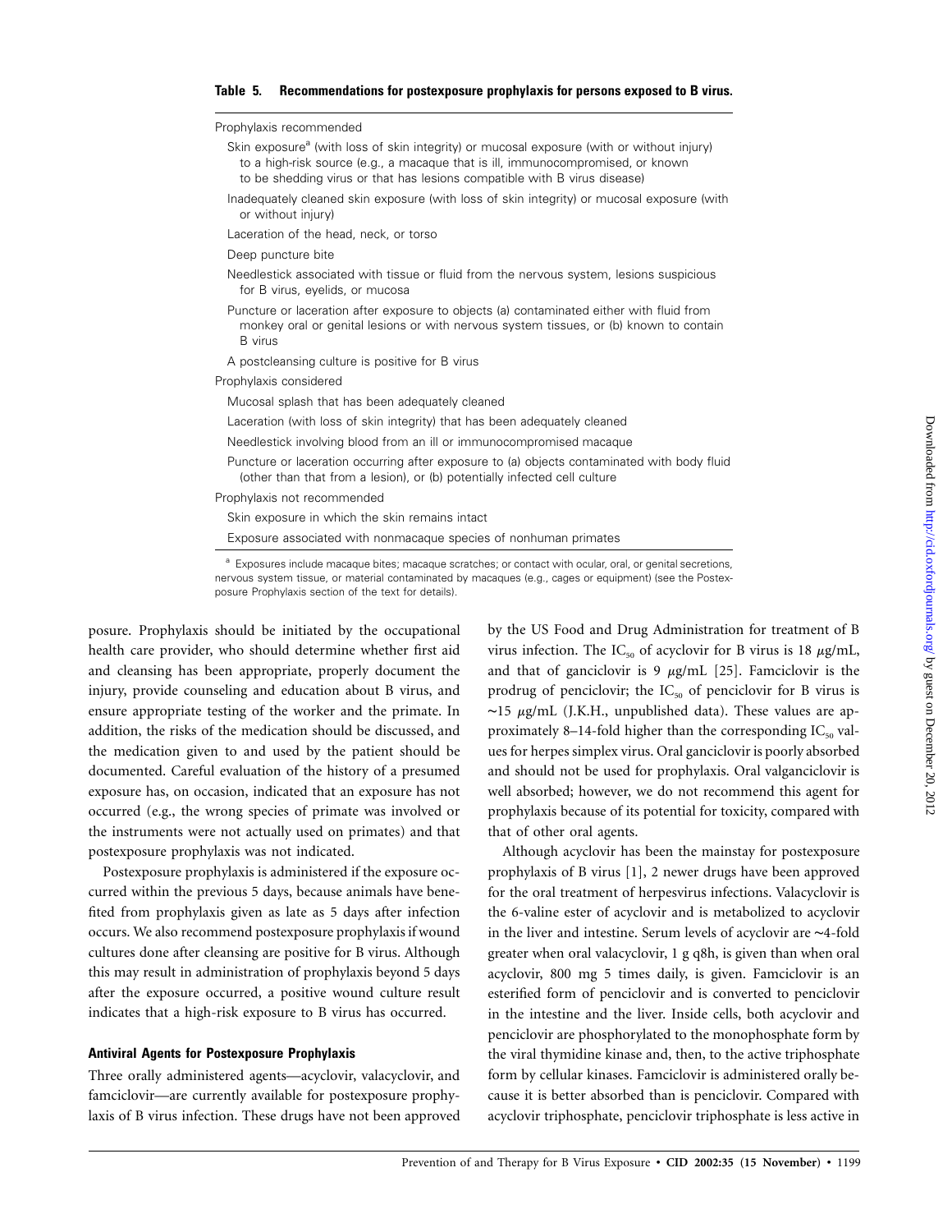**Table 5. Recommendations for postexposure prophylaxis for persons exposed to B virus.**

| |
|---|
| Prophylaxis recommended |
| Skin exposure[a] (with loss of skin integrity) or mucosal exposure (with or without injury) to a high-risk source (e.g., a macaque that is ill, immunocompromised, or known to be shedding virus or that has lesions compatible with B virus disease) |
| Inadequately cleaned skin exposure (with loss of skin integrity) or mucosal exposure (with or without injury) |
| Laceration of the head, neck, or torso |
| Deep puncture bite |
| Needlestick associated with tissue or fluid from the nervous system, lesions suspicious for B virus, eyelids, or mucosa |
| Puncture or laceration after exposure to objects (a) contaminated either with fluid from monkey oral or genital lesions or with nervous system tissues, or (b) known to contain B virus |
| A postcleansing culture is positive for B virus |
| Prophylaxis considered |
| Mucosal splash that has been adequately cleaned |
| Laceration (with loss of skin integrity) that has been adequately cleaned |
| Needlestick involving blood from an ill or immunocompromised macaque |
| Puncture or laceration occurring after exposure to (a) objects contaminated with body fluid (other than that from a lesion), or (b) potentially infected cell culture |
| Prophylaxis not recommended |
| Skin exposure in which the skin remains intact |
| Exposure associated with nonmacaque species of nonhuman primates |

[a] Exposures include macaque bites; macaque scratches; or contact with ocular, oral, or genital secretions, nervous system tissue, or material contaminated by macaques (e.g., cages or equipment) (see the Postexposure Prophylaxis section of the text for details).

posure. Prophylaxis should be initiated by the occupational health care provider, who should determine whether first aid and cleansing has been appropriate, properly document the injury, provide counseling and education about B virus, and ensure appropriate testing of the worker and the primate. In addition, the risks of the medication should be discussed, and the medication given to and used by the patient should be documented. Careful evaluation of the history of a presumed exposure has, on occasion, indicated that an exposure has not occurred (e.g., the wrong species of primate was involved or the instruments were not actually used on primates) and that postexposure prophylaxis was not indicated.

Postexposure prophylaxis is administered if the exposure occurred within the previous 5 days, because animals have benefited from prophylaxis given as late as 5 days after infection occurs. We also recommend postexposure prophylaxis if wound cultures done after cleansing are positive for B virus. Although this may result in administration of prophylaxis beyond 5 days after the exposure occurred, a positive wound culture result indicates that a high-risk exposure to B virus has occurred.

### Antiviral Agents for Postexposure Prophylaxis

Three orally administered agents—acyclovir, valacyclovir, and famciclovir—are currently available for postexposure prophylaxis of B virus infection. These drugs have not been approved by the US Food and Drug Administration for treatment of B virus infection. The $IC_{50}$ of acyclovir for B virus is 18 $\mu$g/mL, and that of ganciclovir is 9 $\mu$g/mL [25]. Famciclovir is the prodrug of penciclovir; the $IC_{50}$ of penciclovir for B virus is ~15 $\mu$g/mL (J.K.H., unpublished data). These values are approximately 8–14-fold higher than the corresponding $IC_{50}$ values for herpes simplex virus. Oral ganciclovir is poorly absorbed and should not be used for prophylaxis. Oral valganciclovir is well absorbed; however, we do not recommend this agent for prophylaxis because of its potential for toxicity, compared with that of other oral agents.

Although acyclovir has been the mainstay for postexposure prophylaxis of B virus [1], 2 newer drugs have been approved for the oral treatment of herpesvirus infections. Valacyclovir is the 6-valine ester of acyclovir and is metabolized to acyclovir in the liver and intestine. Serum levels of acyclovir are ~4-fold greater when oral valacyclovir, 1 g q8h, is given than when oral acyclovir, 800 mg 5 times daily, is given. Famciclovir is an esterified form of penciclovir and is converted to penciclovir in the intestine and the liver. Inside cells, both acyclovir and penciclovir are phosphorylated to the monophosphate form by the viral thymidine kinase and, then, to the active triphosphate form by cellular kinases. Famciclovir is administered orally because it is better absorbed than is penciclovir. Compared with acyclovir triphosphate, penciclovir triphosphate is less active in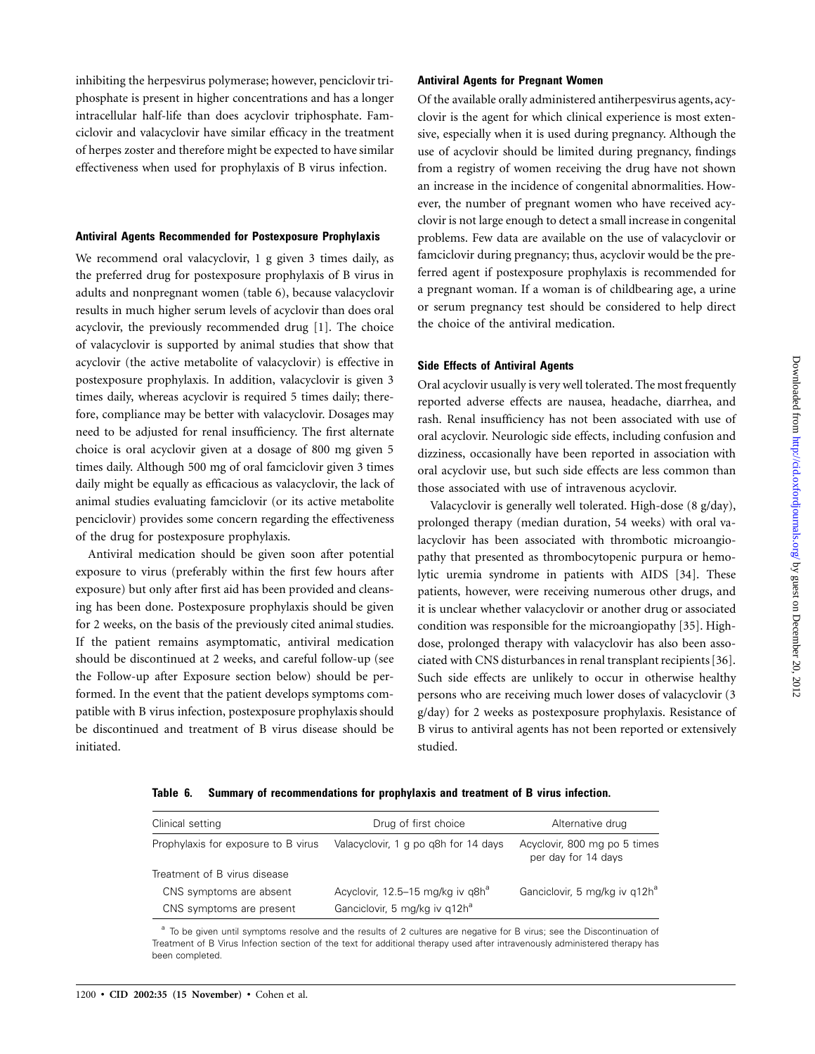inhibiting the herpesvirus polymerase; however, penciclovir triphosphate is present in higher concentrations and has a longer intracellular half-life than does acyclovir triphosphate. Famciclovir and valacyclovir have similar efficacy in the treatment of herpes zoster and therefore might be expected to have similar effectiveness when used for prophylaxis of B virus infection.

### Antiviral Agents Recommended for Postexposure Prophylaxis

We recommend oral valacyclovir, 1 g given 3 times daily, as the preferred drug for postexposure prophylaxis of B virus in adults and nonpregnant women (table 6), because valacyclovir results in much higher serum levels of acyclovir than does oral acyclovir, the previously recommended drug [1]. The choice of valacyclovir is supported by animal studies that show that acyclovir (the active metabolite of valacyclovir) is effective in postexposure prophylaxis. In addition, valacyclovir is given 3 times daily, whereas acyclovir is required 5 times daily; therefore, compliance may be better with valacyclovir. Dosages may need to be adjusted for renal insufficiency. The first alternate choice is oral acyclovir given at a dosage of 800 mg given 5 times daily. Although 500 mg of oral famciclovir given 3 times daily might be equally as efficacious as valacyclovir, the lack of animal studies evaluating famciclovir (or its active metabolite penciclovir) provides some concern regarding the effectiveness of the drug for postexposure prophylaxis.

Antiviral medication should be given soon after potential exposure to virus (preferably within the first few hours after exposure) but only after first aid has been provided and cleansing has been done. Postexposure prophylaxis should be given for 2 weeks, on the basis of the previously cited animal studies. If the patient remains asymptomatic, antiviral medication should be discontinued at 2 weeks, and careful follow-up (see the Follow-up after Exposure section below) should be performed. In the event that the patient develops symptoms compatible with B virus infection, postexposure prophylaxis should be discontinued and treatment of B virus disease should be initiated.

### Antiviral Agents for Pregnant Women

Of the available orally administered antiherpesvirus agents, acyclovir is the agent for which clinical experience is most extensive, especially when it is used during pregnancy. Although the use of acyclovir should be limited during pregnancy, findings from a registry of women receiving the drug have not shown an increase in the incidence of congenital abnormalities. However, the number of pregnant women who have received acyclovir is not large enough to detect a small increase in congenital problems. Few data are available on the use of valacyclovir or famciclovir during pregnancy; thus, acyclovir would be the preferred agent if postexposure prophylaxis is recommended for a pregnant woman. If a woman is of childbearing age, a urine or serum pregnancy test should be considered to help direct the choice of the antiviral medication.

### Side Effects of Antiviral Agents

Oral acyclovir usually is very well tolerated. The most frequently reported adverse effects are nausea, headache, diarrhea, and rash. Renal insufficiency has not been associated with use of oral acyclovir. Neurologic side effects, including confusion and dizziness, occasionally have been reported in association with oral acyclovir use, but such side effects are less common than those associated with use of intravenous acyclovir.

Valacyclovir is generally well tolerated. High-dose (8 g/day), prolonged therapy (median duration, 54 weeks) with oral valacyclovir has been associated with thrombotic microangiopathy that presented as thrombocytopenic purpura or hemolytic uremia syndrome in patients with AIDS [34]. These patients, however, were receiving numerous other drugs, and it is unclear whether valacyclovir or another drug or associated condition was responsible for the microangiopathy [35]. High-dose, prolonged therapy with valacyclovir has also been associated with CNS disturbances in renal transplant recipients [36]. Such side effects are unlikely to occur in otherwise healthy persons who are receiving much lower doses of valacyclovir (3 g/day) for 2 weeks as postexposure prophylaxis. Resistance of B virus to antiviral agents has not been reported or extensively studied.

**Table 6. Summary of recommendations for prophylaxis and treatment of B virus infection.**

| Clinical setting | Drug of first choice | Alternative drug |
|---|---|---|
| Prophylaxis for exposure to B virus | Valacyclovir, 1 g po q8h for 14 days | Acyclovir, 800 mg po 5 times per day for 14 days |
| Treatment of B virus disease | | |
| CNS symptoms are absent | Acyclovir, 12.5–15 mg/kg iv q8h[a] | Ganciclovir, 5 mg/kg iv q12h[a] |
| CNS symptoms are present | Ganciclovir, 5 mg/kg iv q12h[a] | |

[a] To be given until symptoms resolve and the results of 2 cultures are negative for B virus; see the Discontinuation of Treatment of B Virus Infection section of the text for additional therapy used after intravenously administered therapy has been completed.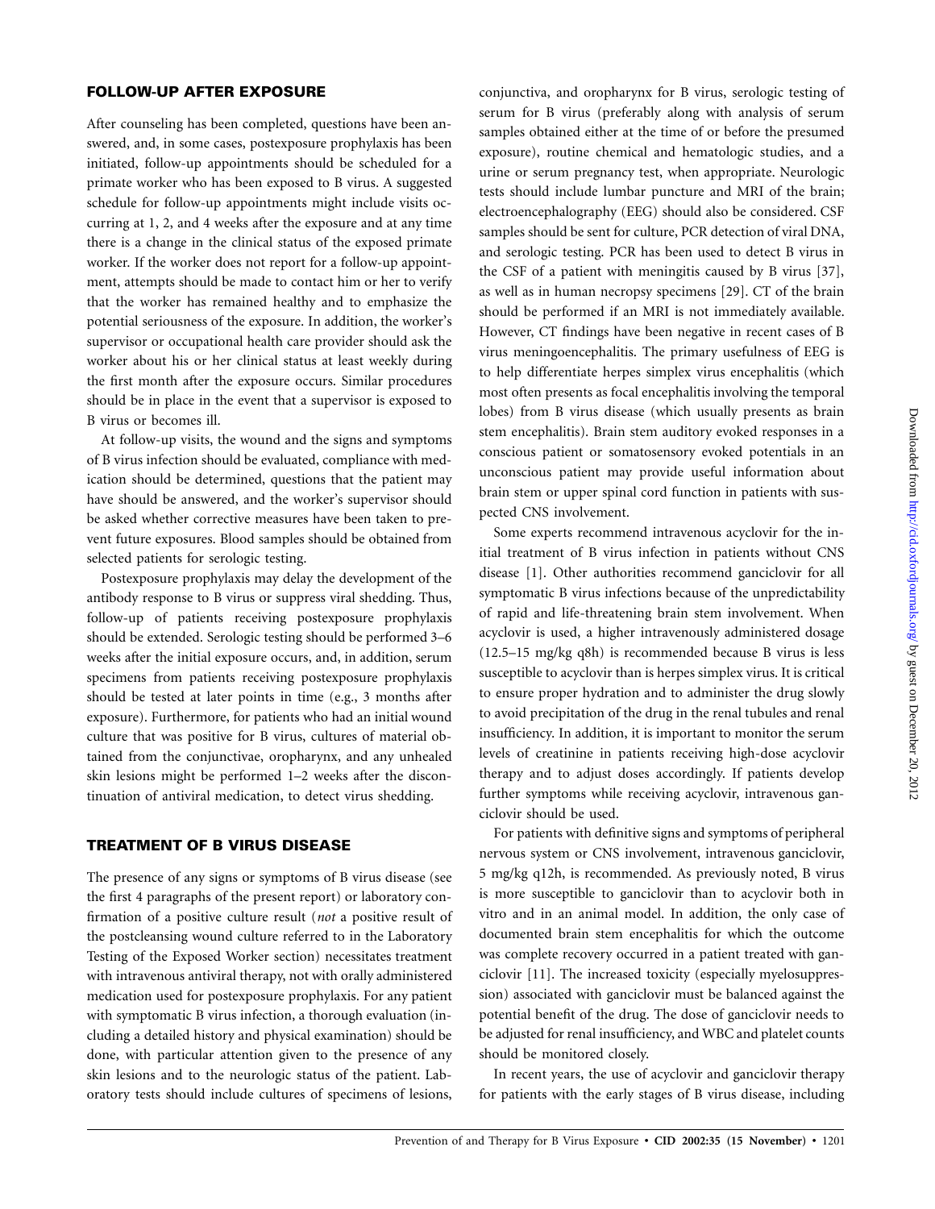## FOLLOW-UP AFTER EXPOSURE

After counseling has been completed, questions have been answered, and, in some cases, postexposure prophylaxis has been initiated, follow-up appointments should be scheduled for a primate worker who has been exposed to B virus. A suggested schedule for follow-up appointments might include visits occurring at 1, 2, and 4 weeks after the exposure and at any time there is a change in the clinical status of the exposed primate worker. If the worker does not report for a follow-up appointment, attempts should be made to contact him or her to verify that the worker has remained healthy and to emphasize the potential seriousness of the exposure. In addition, the worker's supervisor or occupational health care provider should ask the worker about his or her clinical status at least weekly during the first month after the exposure occurs. Similar procedures should be in place in the event that a supervisor is exposed to B virus or becomes ill.

At follow-up visits, the wound and the signs and symptoms of B virus infection should be evaluated, compliance with medication should be determined, questions that the patient may have should be answered, and the worker's supervisor should be asked whether corrective measures have been taken to prevent future exposures. Blood samples should be obtained from selected patients for serologic testing.

Postexposure prophylaxis may delay the development of the antibody response to B virus or suppress viral shedding. Thus, follow-up of patients receiving postexposure prophylaxis should be extended. Serologic testing should be performed 3–6 weeks after the initial exposure occurs, and, in addition, serum specimens from patients receiving postexposure prophylaxis should be tested at later points in time (e.g., 3 months after exposure). Furthermore, for patients who had an initial wound culture that was positive for B virus, cultures of material obtained from the conjunctivae, oropharynx, and any unhealed skin lesions might be performed 1–2 weeks after the discontinuation of antiviral medication, to detect virus shedding.

## TREATMENT OF B VIRUS DISEASE

The presence of any signs or symptoms of B virus disease (see the first 4 paragraphs of the present report) or laboratory confirmation of a positive culture result (*not* a positive result of the postcleansing wound culture referred to in the Laboratory Testing of the Exposed Worker section) necessitates treatment with intravenous antiviral therapy, not with orally administered medication used for postexposure prophylaxis. For any patient with symptomatic B virus infection, a thorough evaluation (including a detailed history and physical examination) should be done, with particular attention given to the presence of any skin lesions and to the neurologic status of the patient. Laboratory tests should include cultures of specimens of lesions, conjunctiva, and oropharynx for B virus, serologic testing of serum for B virus (preferably along with analysis of serum samples obtained either at the time of or before the presumed exposure), routine chemical and hematologic studies, and a urine or serum pregnancy test, when appropriate. Neurologic tests should include lumbar puncture and MRI of the brain; electroencephalography (EEG) should also be considered. CSF samples should be sent for culture, PCR detection of viral DNA, and serologic testing. PCR has been used to detect B virus in the CSF of a patient with meningitis caused by B virus [37], as well as in human necropsy specimens [29]. CT of the brain should be performed if an MRI is not immediately available. However, CT findings have been negative in recent cases of B virus meningoencephalitis. The primary usefulness of EEG is to help differentiate herpes simplex virus encephalitis (which most often presents as focal encephalitis involving the temporal lobes) from B virus disease (which usually presents as brain stem encephalitis). Brain stem auditory evoked responses in a conscious patient or somatosensory evoked potentials in an unconscious patient may provide useful information about brain stem or upper spinal cord function in patients with suspected CNS involvement.

Some experts recommend intravenous acyclovir for the initial treatment of B virus infection in patients without CNS disease [1]. Other authorities recommend ganciclovir for all symptomatic B virus infections because of the unpredictability of rapid and life-threatening brain stem involvement. When acyclovir is used, a higher intravenously administered dosage (12.5–15 mg/kg q8h) is recommended because B virus is less susceptible to acyclovir than is herpes simplex virus. It is critical to ensure proper hydration and to administer the drug slowly to avoid precipitation of the drug in the renal tubules and renal insufficiency. In addition, it is important to monitor the serum levels of creatinine in patients receiving high-dose acyclovir therapy and to adjust doses accordingly. If patients develop further symptoms while receiving acyclovir, intravenous ganciclovir should be used.

For patients with definitive signs and symptoms of peripheral nervous system or CNS involvement, intravenous ganciclovir, 5 mg/kg q12h, is recommended. As previously noted, B virus is more susceptible to ganciclovir than to acyclovir both in vitro and in an animal model. In addition, the only case of documented brain stem encephalitis for which the outcome was complete recovery occurred in a patient treated with ganciclovir [11]. The increased toxicity (especially myelosuppression) associated with ganciclovir must be balanced against the potential benefit of the drug. The dose of ganciclovir needs to be adjusted for renal insufficiency, and WBC and platelet counts should be monitored closely.

In recent years, the use of acyclovir and ganciclovir therapy for patients with the early stages of B virus disease, including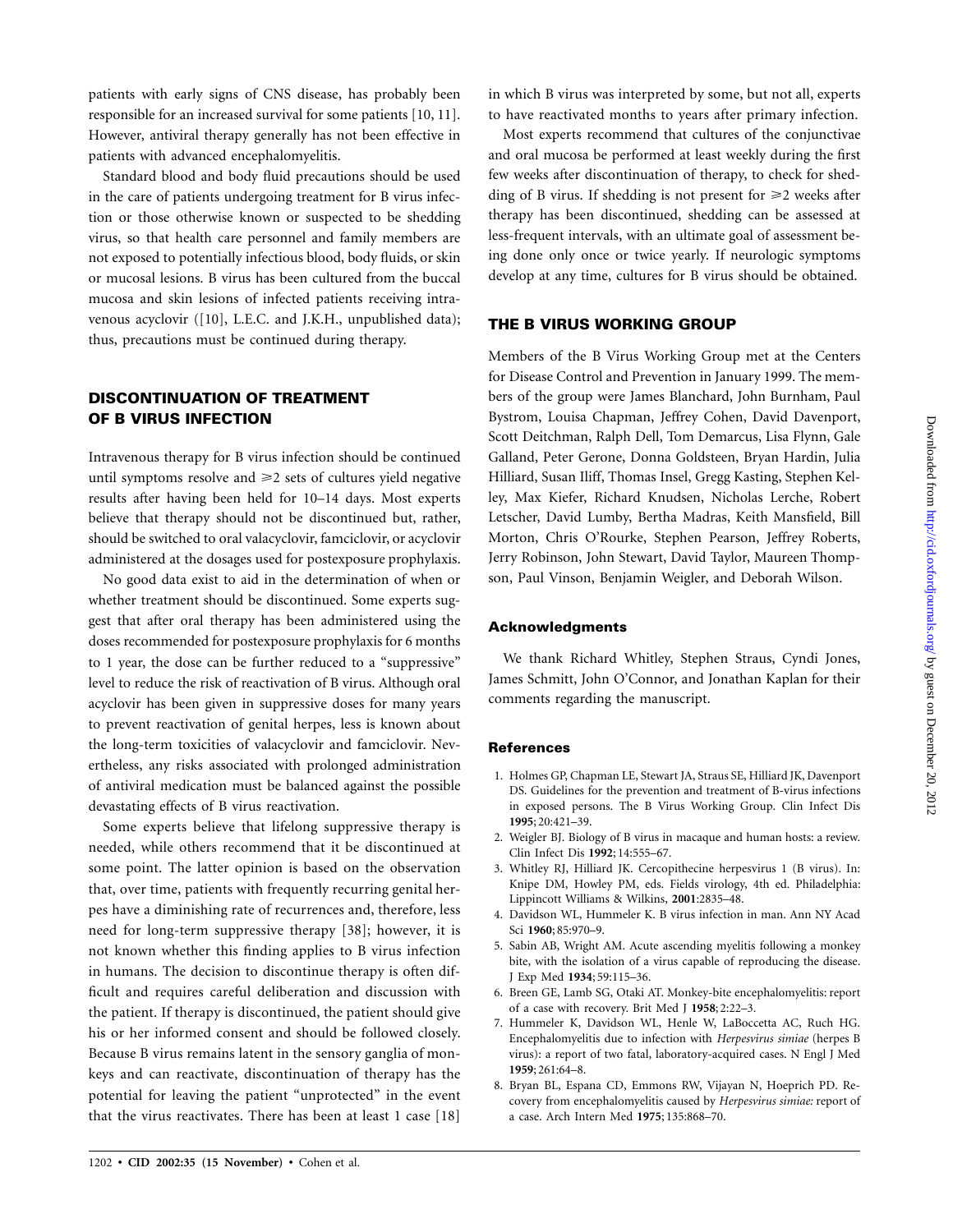patients with early signs of CNS disease, has probably been responsible for an increased survival for some patients [10, 11]. However, antiviral therapy generally has not been effective in patients with advanced encephalomyelitis.

Standard blood and body fluid precautions should be used in the care of patients undergoing treatment for B virus infection or those otherwise known or suspected to be shedding virus, so that health care personnel and family members are not exposed to potentially infectious blood, body fluids, or skin or mucosal lesions. B virus has been cultured from the buccal mucosa and skin lesions of infected patients receiving intravenous acyclovir ([10], L.E.C. and J.K.H., unpublished data); thus, precautions must be continued during therapy.

## DISCONTINUATION OF TREATMENT OF B VIRUS INFECTION

Intravenous therapy for B virus infection should be continued until symptoms resolve and ⩾2 sets of cultures yield negative results after having been held for 10–14 days. Most experts believe that therapy should not be discontinued but, rather, should be switched to oral valacyclovir, famciclovir, or acyclovir administered at the dosages used for postexposure prophylaxis.

No good data exist to aid in the determination of when or whether treatment should be discontinued. Some experts suggest that after oral therapy has been administered using the doses recommended for postexposure prophylaxis for 6 months to 1 year, the dose can be further reduced to a "suppressive" level to reduce the risk of reactivation of B virus. Although oral acyclovir has been given in suppressive doses for many years to prevent reactivation of genital herpes, less is known about the long-term toxicities of valacyclovir and famciclovir. Nevertheless, any risks associated with prolonged administration of antiviral medication must be balanced against the possible devastating effects of B virus reactivation.

Some experts believe that lifelong suppressive therapy is needed, while others recommend that it be discontinued at some point. The latter opinion is based on the observation that, over time, patients with frequently recurring genital herpes have a diminishing rate of recurrences and, therefore, less need for long-term suppressive therapy [38]; however, it is not known whether this finding applies to B virus infection in humans. The decision to discontinue therapy is often difficult and requires careful deliberation and discussion with the patient. If therapy is discontinued, the patient should give his or her informed consent and should be followed closely. Because B virus remains latent in the sensory ganglia of monkeys and can reactivate, discontinuation of therapy has the potential for leaving the patient "unprotected" in the event that the virus reactivates. There has been at least 1 case [18] in which B virus was interpreted by some, but not all, experts to have reactivated months to years after primary infection.

Most experts recommend that cultures of the conjunctivae and oral mucosa be performed at least weekly during the first few weeks after discontinuation of therapy, to check for shedding of B virus. If shedding is not present for ⩾2 weeks after therapy has been discontinued, shedding can be assessed at less-frequent intervals, with an ultimate goal of assessment being done only once or twice yearly. If neurologic symptoms develop at any time, cultures for B virus should be obtained.

## THE B VIRUS WORKING GROUP

Members of the B Virus Working Group met at the Centers for Disease Control and Prevention in January 1999. The members of the group were James Blanchard, John Burnham, Paul Bystrom, Louisa Chapman, Jeffrey Cohen, David Davenport, Scott Deitchman, Ralph Dell, Tom Demarcus, Lisa Flynn, Gale Galland, Peter Gerone, Donna Goldsteen, Bryan Hardin, Julia Hilliard, Susan Iliff, Thomas Insel, Gregg Kasting, Stephen Kelley, Max Kiefer, Richard Knudsen, Nicholas Lerche, Robert Letscher, David Lumby, Bertha Madras, Keith Mansfield, Bill Morton, Chris O'Rourke, Stephen Pearson, Jeffrey Roberts, Jerry Robinson, John Stewart, David Taylor, Maureen Thompson, Paul Vinson, Benjamin Weigler, and Deborah Wilson.

### Acknowledgments

We thank Richard Whitley, Stephen Straus, Cyndi Jones, James Schmitt, John O'Connor, and Jonathan Kaplan for their comments regarding the manuscript.

### References

1. Holmes GP, Chapman LE, Stewart JA, Straus SE, Hilliard JK, Davenport DS. Guidelines for the prevention and treatment of B-virus infections in exposed persons. The B Virus Working Group. Clin Infect Dis **1995**; 20:421–39.
2. Weigler BJ. Biology of B virus in macaque and human hosts: a review. Clin Infect Dis **1992**; 14:555–67.
3. Whitley RJ, Hilliard JK. Cercopithecine herpesvirus 1 (B virus). In: Knipe DM, Howley PM, eds. Fields virology, 4th ed. Philadelphia: Lippincott Williams & Wilkins, **2001**:2835–48.
4. Davidson WL, Hummeler K. B virus infection in man. Ann NY Acad Sci **1960**; 85:970–9.
5. Sabin AB, Wright AM. Acute ascending myelitis following a monkey bite, with the isolation of a virus capable of reproducing the disease. J Exp Med **1934**; 59:115–36.
6. Breen GE, Lamb SG, Otaki AT. Monkey-bite encephalomyelitis: report of a case with recovery. Brit Med J **1958**; 2:22–3.
7. Hummeler K, Davidson WL, Henle W, LaBoccetta AC, Ruch HG. Encephalomyelitis due to infection with *Herpesvirus simiae* (herpes B virus): a report of two fatal, laboratory-acquired cases. N Engl J Med **1959**; 261:64–8.
8. Bryan BL, Espana CD, Emmons RW, Vijayan N, Hoeprich PD. Recovery from encephalomyelitis caused by *Herpesvirus simiae:* report of a case. Arch Intern Med **1975**; 135:868–70.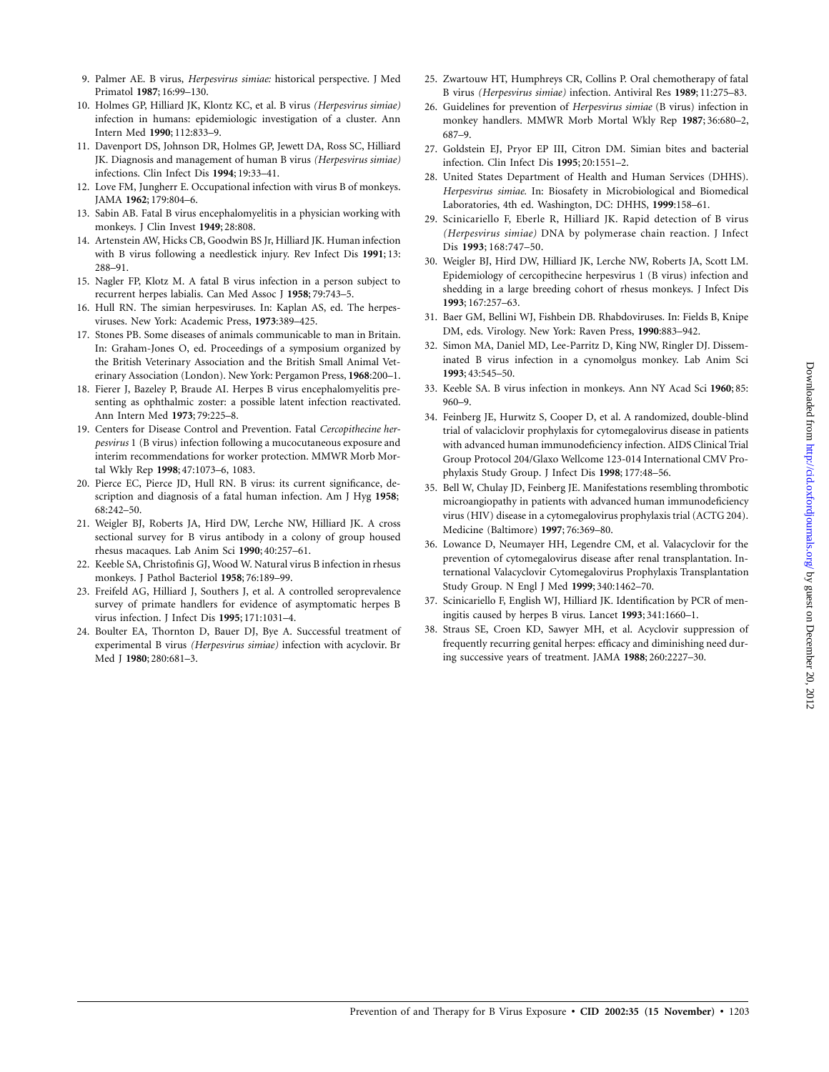9. Palmer AE. B virus, *Herpesvirus simiae:* historical perspective. J Med Primatol **1987**; 16:99–130.
10. Holmes GP, Hilliard JK, Klontz KC, et al. B virus *(Herpesvirus simiae)* infection in humans: epidemiologic investigation of a cluster. Ann Intern Med **1990**; 112:833–9.
11. Davenport DS, Johnson DR, Holmes GP, Jewett DA, Ross SC, Hilliard JK. Diagnosis and management of human B virus *(Herpesvirus simiae)* infections. Clin Infect Dis **1994**; 19:33–41.
12. Love FM, Jungherr E. Occupational infection with virus B of monkeys. JAMA **1962**; 179:804–6.
13. Sabin AB. Fatal B virus encephalomyelitis in a physician working with monkeys. J Clin Invest **1949**; 28:808.
14. Artenstein AW, Hicks CB, Goodwin BS Jr, Hilliard JK. Human infection with B virus following a needlestick injury. Rev Infect Dis **1991**; 13: 288–91.
15. Nagler FP, Klotz M. A fatal B virus infection in a person subject to recurrent herpes labialis. Can Med Assoc J **1958**; 79:743–5.
16. Hull RN. The simian herpesviruses. In: Kaplan AS, ed. The herpesviruses. New York: Academic Press, **1973**:389–425.
17. Stones PB. Some diseases of animals communicable to man in Britain. In: Graham-Jones O, ed. Proceedings of a symposium organized by the British Veterinary Association and the British Small Animal Veterinary Association (London). New York: Pergamon Press, **1968**:200–1.
18. Fierer J, Bazeley P, Braude AI. Herpes B virus encephalomyelitis presenting as ophthalmic zoster: a possible latent infection reactivated. Ann Intern Med **1973**; 79:225–8.
19. Centers for Disease Control and Prevention. Fatal *Cercopithecine herpesvirus* 1 (B virus) infection following a mucocutaneous exposure and interim recommendations for worker protection. MMWR Morb Mortal Wkly Rep **1998**; 47:1073–6, 1083.
20. Pierce EC, Pierce JD, Hull RN. B virus: its current significance, description and diagnosis of a fatal human infection. Am J Hyg **1958**; 68:242–50.
21. Weigler BJ, Roberts JA, Hird DW, Lerche NW, Hilliard JK. A cross sectional survey for B virus antibody in a colony of group housed rhesus macaques. Lab Anim Sci **1990**; 40:257–61.
22. Keeble SA, Christofinis GJ, Wood W. Natural virus B infection in rhesus monkeys. J Pathol Bacteriol **1958**; 76:189–99.
23. Freifeld AG, Hilliard J, Southers J, et al. A controlled seroprevalence survey of primate handlers for evidence of asymptomatic herpes B virus infection. J Infect Dis **1995**; 171:1031–4.
24. Boulter EA, Thornton D, Bauer DJ, Bye A. Successful treatment of experimental B virus *(Herpesvirus simiae)* infection with acyclovir. Br Med J **1980**; 280:681–3.
25. Zwartouw HT, Humphreys CR, Collins P. Oral chemotherapy of fatal B virus *(Herpesvirus simiae)* infection. Antiviral Res **1989**; 11:275–83.
26. Guidelines for prevention of *Herpesvirus simiae* (B virus) infection in monkey handlers. MMWR Morb Mortal Wkly Rep **1987**; 36:680–2, 687–9.
27. Goldstein EJ, Pryor EP III, Citron DM. Simian bites and bacterial infection. Clin Infect Dis **1995**; 20:1551–2.
28. United States Department of Health and Human Services (DHHS). *Herpesvirus simiae.* In: Biosafety in Microbiological and Biomedical Laboratories, 4th ed. Washington, DC: DHHS, **1999**:158–61.
29. Scinicariello F, Eberle R, Hilliard JK. Rapid detection of B virus *(Herpesvirus simiae)* DNA by polymerase chain reaction. J Infect Dis **1993**; 168:747–50.
30. Weigler BJ, Hird DW, Hilliard JK, Lerche NW, Roberts JA, Scott LM. Epidemiology of cercopithecine herpesvirus 1 (B virus) infection and shedding in a large breeding cohort of rhesus monkeys. J Infect Dis **1993**; 167:257–63.
31. Baer GM, Bellini WJ, Fishbein DB. Rhabdoviruses. In: Fields B, Knipe DM, eds. Virology. New York: Raven Press, **1990**:883–942.
32. Simon MA, Daniel MD, Lee-Parritz D, King NW, Ringler DJ. Disseminated B virus infection in a cynomolgus monkey. Lab Anim Sci **1993**; 43:545–50.
33. Keeble SA. B virus infection in monkeys. Ann NY Acad Sci **1960**; 85: 960–9.
34. Feinberg JE, Hurwitz S, Cooper D, et al. A randomized, double-blind trial of valaciclovir prophylaxis for cytomegalovirus disease in patients with advanced human immunodeficiency infection. AIDS Clinical Trial Group Protocol 204/Glaxo Wellcome 123-014 International CMV Prophylaxis Study Group. J Infect Dis **1998**; 177:48–56.
35. Bell W, Chulay JD, Feinberg JE. Manifestations resembling thrombotic microangiopathy in patients with advanced human immunodeficiency virus (HIV) disease in a cytomegalovirus prophylaxis trial (ACTG 204). Medicine (Baltimore) **1997**; 76:369–80.
36. Lowance D, Neumayer HH, Legendre CM, et al. Valacyclovir for the prevention of cytomegalovirus disease after renal transplantation. International Valacyclovir Cytomegalovirus Prophylaxis Transplantation Study Group. N Engl J Med **1999**; 340:1462–70.
37. Scinicariello F, English WJ, Hilliard JK. Identification by PCR of meningitis caused by herpes B virus. Lancet **1993**; 341:1660–1.
38. Straus SE, Croen KD, Sawyer MH, et al. Acyclovir suppression of frequently recurring genital herpes: efficacy and diminishing need during successive years of treatment. JAMA **1988**; 260:2227–30.